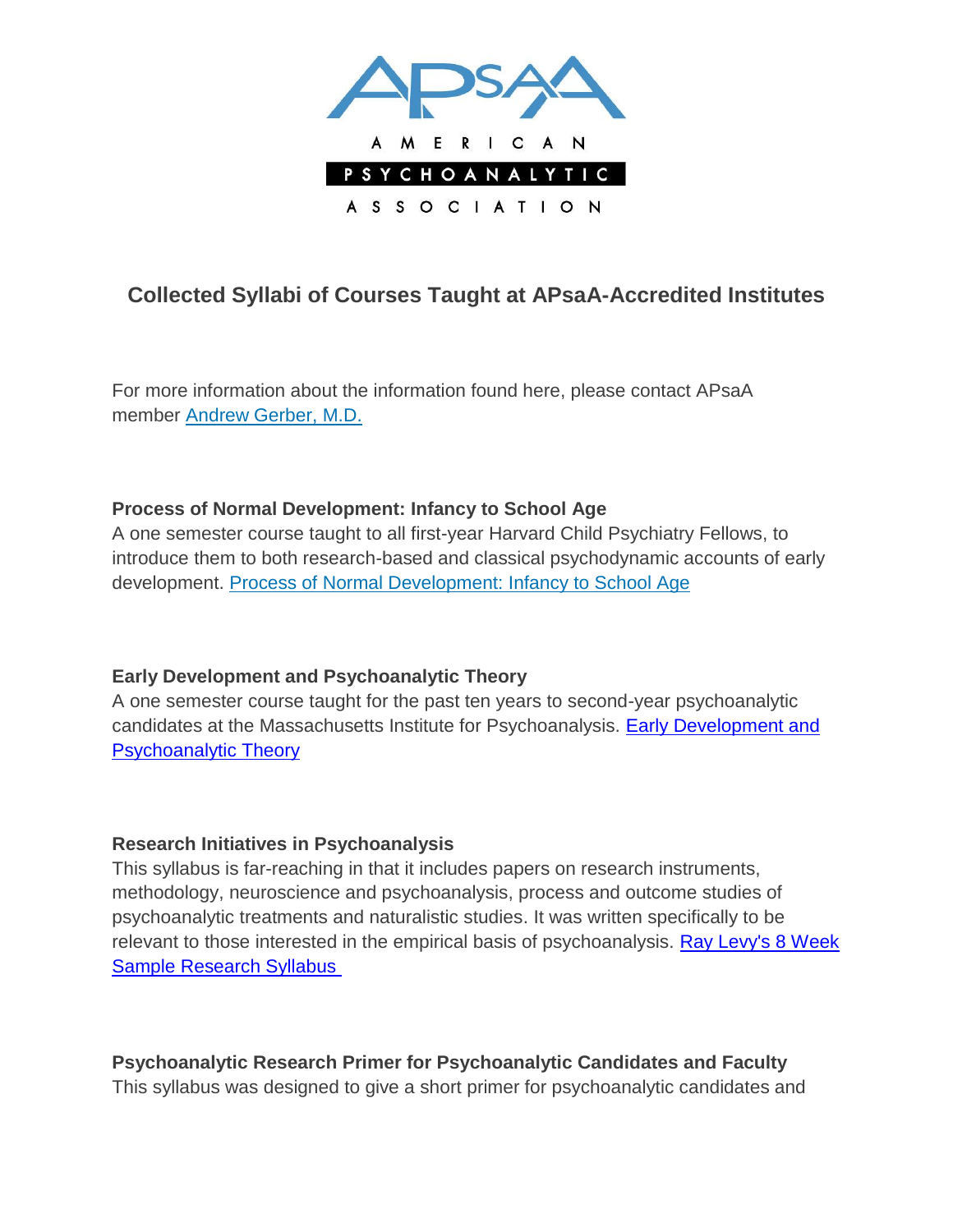AMERICAN PSYCHOANALYTIC ASSOCIATION

# Collected Syllabi of Courses Taught at APsaA-Accredited Institutes

For more information about the information found here, please contact APsaA member [Andrew Gerber, M.D.]()

### Process of Normal Development: Infancy to School Age

A one semester course taught to all first-year Harvard Child Psychiatry Fellows, to introduce them to both research-based and classical psychodynamic accounts of early development. [Process of Normal Development: Infancy to School Age]()

### Early Development and Psychoanalytic Theory

A one semester course taught for the past ten years to second-year psychoanalytic candidates at the Massachusetts Institute for Psychoanalysis. [Early Development and Psychoanalytic Theory]()

### Research Initiatives in Psychoanalysis

This syllabus is far-reaching in that it includes papers on research instruments, methodology, neuroscience and psychoanalysis, process and outcome studies of psychoanalytic treatments and naturalistic studies. It was written specifically to be relevant to those interested in the empirical basis of psychoanalysis. [Ray Levy's 8 Week Sample Research Syllabus]()

### Psychoanalytic Research Primer for Psychoanalytic Candidates and Faculty

This syllabus was designed to give a short primer for psychoanalytic candidates and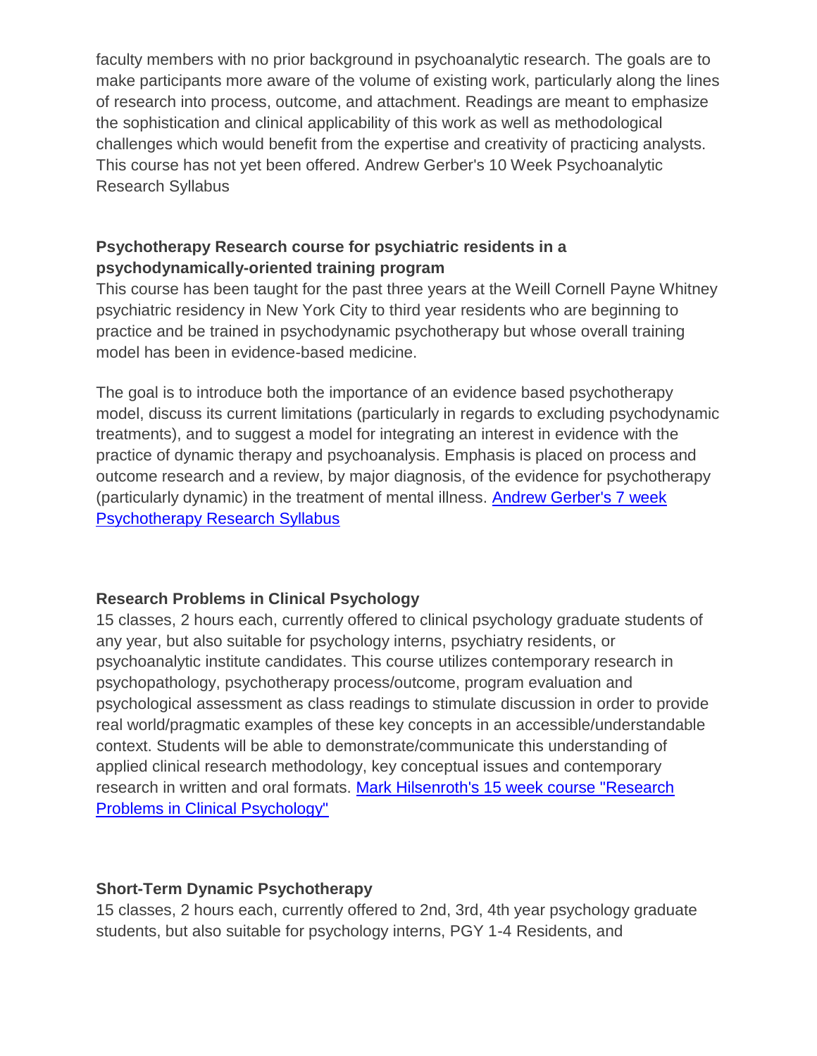faculty members with no prior background in psychoanalytic research. The goals are to make participants more aware of the volume of existing work, particularly along the lines of research into process, outcome, and attachment. Readings are meant to emphasize the sophistication and clinical applicability of this work as well as methodological challenges which would benefit from the expertise and creativity of practicing analysts. This course has not yet been offered. Andrew Gerber's 10 Week Psychoanalytic Research Syllabus

**Psychotherapy Research course for psychiatric residents in a psychodynamically-oriented training program**

This course has been taught for the past three years at the Weill Cornell Payne Whitney psychiatric residency in New York City to third year residents who are beginning to practice and be trained in psychodynamic psychotherapy but whose overall training model has been in evidence-based medicine.

The goal is to introduce both the importance of an evidence based psychotherapy model, discuss its current limitations (particularly in regards to excluding psychodynamic treatments), and to suggest a model for integrating an interest in evidence with the practice of dynamic therapy and psychoanalysis. Emphasis is placed on process and outcome research and a review, by major diagnosis, of the evidence for psychotherapy (particularly dynamic) in the treatment of mental illness. Andrew Gerber's 7 week Psychotherapy Research Syllabus

**Research Problems in Clinical Psychology**

15 classes, 2 hours each, currently offered to clinical psychology graduate students of any year, but also suitable for psychology interns, psychiatry residents, or psychoanalytic institute candidates. This course utilizes contemporary research in psychopathology, psychotherapy process/outcome, program evaluation and psychological assessment as class readings to stimulate discussion in order to provide real world/pragmatic examples of these key concepts in an accessible/understandable context. Students will be able to demonstrate/communicate this understanding of applied clinical research methodology, key conceptual issues and contemporary research in written and oral formats. Mark Hilsenroth's 15 week course "Research Problems in Clinical Psychology"

**Short-Term Dynamic Psychotherapy**

15 classes, 2 hours each, currently offered to 2nd, 3rd, 4th year psychology graduate students, but also suitable for psychology interns, PGY 1-4 Residents, and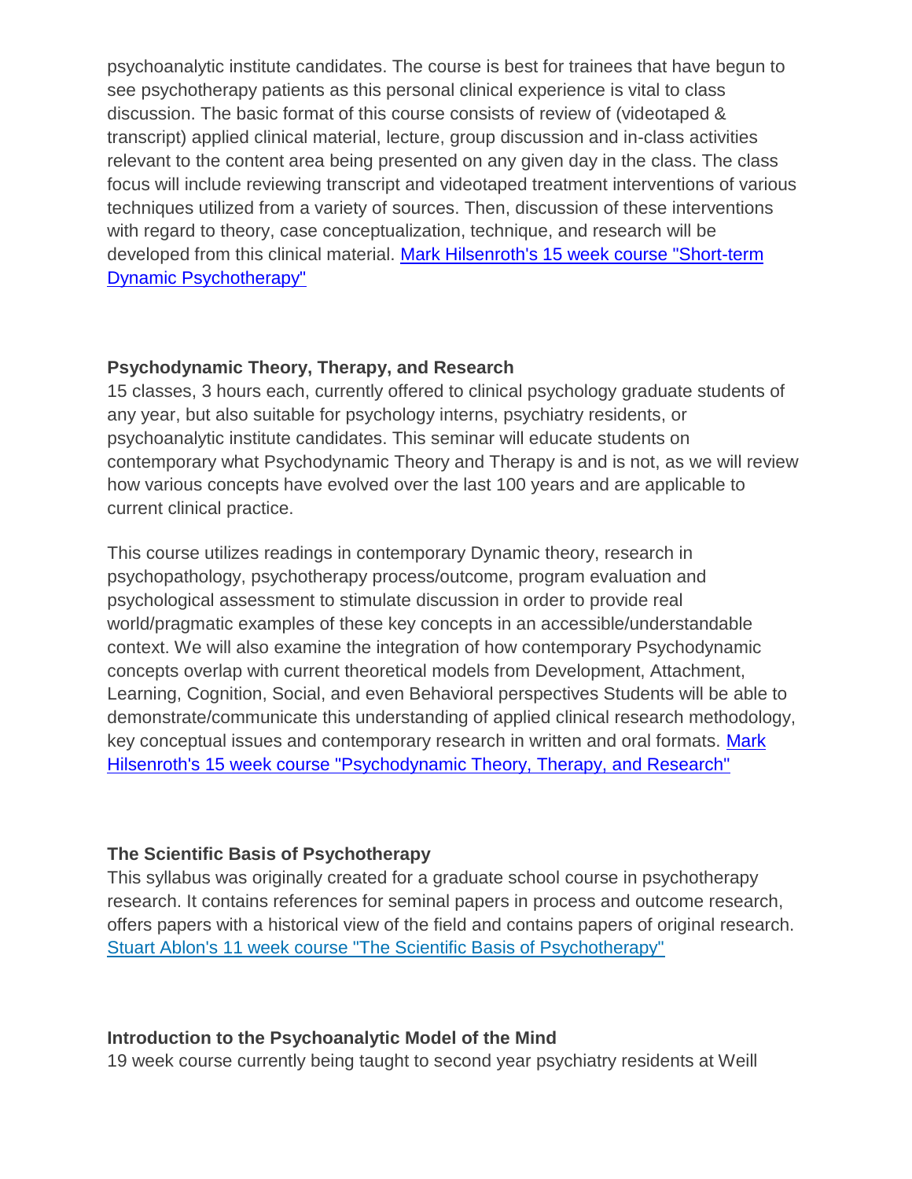psychoanalytic institute candidates. The course is best for trainees that have begun to see psychotherapy patients as this personal clinical experience is vital to class discussion. The basic format of this course consists of review of (videotaped & transcript) applied clinical material, lecture, group discussion and in-class activities relevant to the content area being presented on any given day in the class. The class focus will include reviewing transcript and videotaped treatment interventions of various techniques utilized from a variety of sources. Then, discussion of these interventions with regard to theory, case conceptualization, technique, and research will be developed from this clinical material. Mark Hilsenroth's 15 week course "Short-term Dynamic Psychotherapy"

**Psychodynamic Theory, Therapy, and Research**

15 classes, 3 hours each, currently offered to clinical psychology graduate students of any year, but also suitable for psychology interns, psychiatry residents, or psychoanalytic institute candidates. This seminar will educate students on contemporary what Psychodynamic Theory and Therapy is and is not, as we will review how various concepts have evolved over the last 100 years and are applicable to current clinical practice.

This course utilizes readings in contemporary Dynamic theory, research in psychopathology, psychotherapy process/outcome, program evaluation and psychological assessment to stimulate discussion in order to provide real world/pragmatic examples of these key concepts in an accessible/understandable context. We will also examine the integration of how contemporary Psychodynamic concepts overlap with current theoretical models from Development, Attachment, Learning, Cognition, Social, and even Behavioral perspectives Students will be able to demonstrate/communicate this understanding of applied clinical research methodology, key conceptual issues and contemporary research in written and oral formats. Mark Hilsenroth's 15 week course "Psychodynamic Theory, Therapy, and Research"

**The Scientific Basis of Psychotherapy**

This syllabus was originally created for a graduate school course in psychotherapy research. It contains references for seminal papers in process and outcome research, offers papers with a historical view of the field and contains papers of original research. Stuart Ablon's 11 week course "The Scientific Basis of Psychotherapy"

**Introduction to the Psychoanalytic Model of the Mind**

19 week course currently being taught to second year psychiatry residents at Weill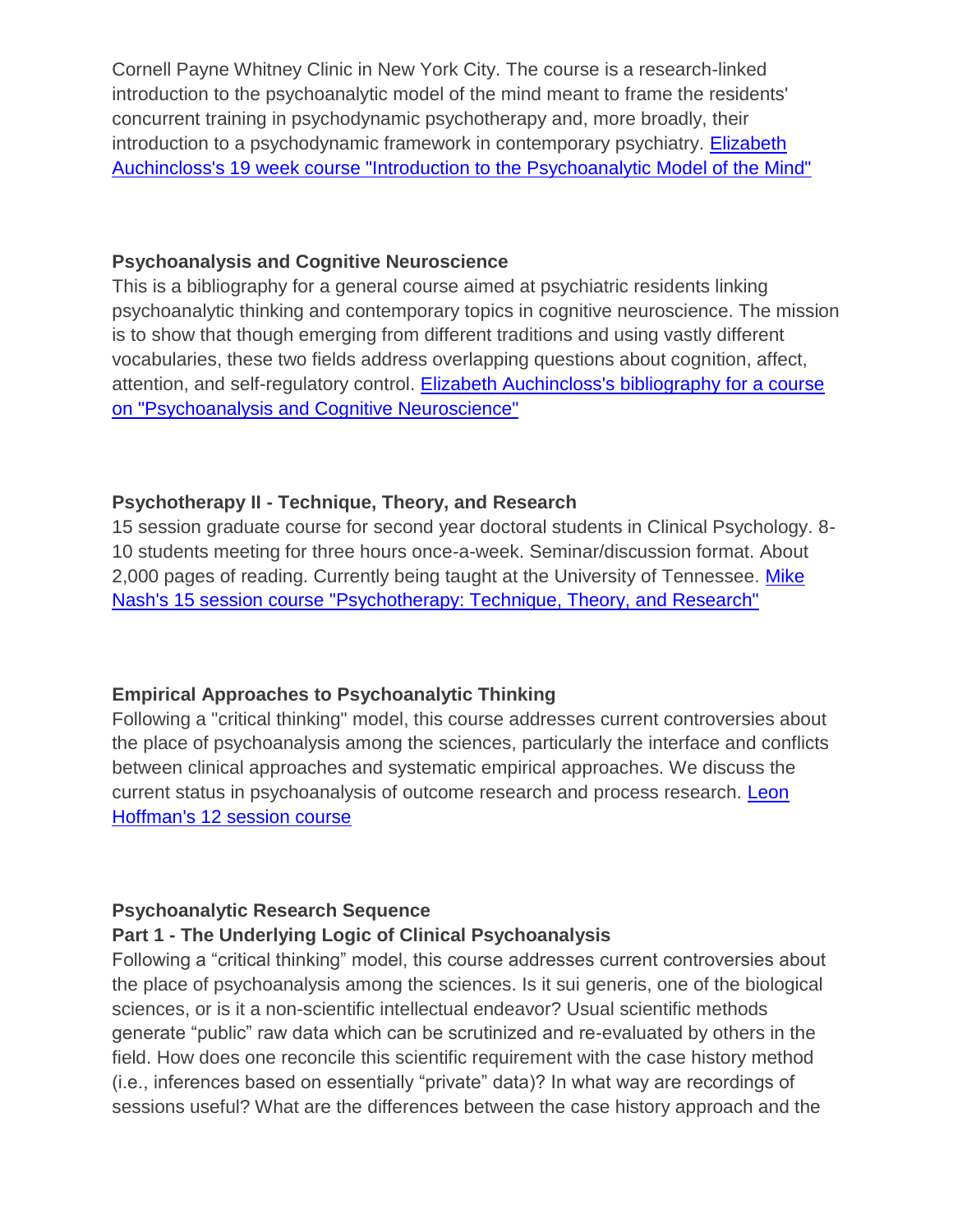Cornell Payne Whitney Clinic in New York City. The course is a research-linked introduction to the psychoanalytic model of the mind meant to frame the residents' concurrent training in psychodynamic psychotherapy and, more broadly, their introduction to a psychodynamic framework in contemporary psychiatry. Elizabeth Auchincloss's 19 week course "Introduction to the Psychoanalytic Model of the Mind"

**Psychoanalysis and Cognitive Neuroscience**

This is a bibliography for a general course aimed at psychiatric residents linking psychoanalytic thinking and contemporary topics in cognitive neuroscience. The mission is to show that though emerging from different traditions and using vastly different vocabularies, these two fields address overlapping questions about cognition, affect, attention, and self-regulatory control. Elizabeth Auchincloss's bibliography for a course on "Psychoanalysis and Cognitive Neuroscience"

**Psychotherapy II - Technique, Theory, and Research**

15 session graduate course for second year doctoral students in Clinical Psychology. 8-10 students meeting for three hours once-a-week. Seminar/discussion format. About 2,000 pages of reading. Currently being taught at the University of Tennessee. Mike Nash's 15 session course "Psychotherapy: Technique, Theory, and Research"

**Empirical Approaches to Psychoanalytic Thinking**

Following a "critical thinking" model, this course addresses current controversies about the place of psychoanalysis among the sciences, particularly the interface and conflicts between clinical approaches and systematic empirical approaches. We discuss the current status in psychoanalysis of outcome research and process research. Leon Hoffman's 12 session course

**Psychoanalytic Research Sequence**

**Part 1 - The Underlying Logic of Clinical Psychoanalysis**

Following a "critical thinking" model, this course addresses current controversies about the place of psychoanalysis among the sciences. Is it sui generis, one of the biological sciences, or is it a non-scientific intellectual endeavor? Usual scientific methods generate "public" raw data which can be scrutinized and re-evaluated by others in the field. How does one reconcile this scientific requirement with the case history method (i.e., inferences based on essentially "private" data)? In what way are recordings of sessions useful? What are the differences between the case history approach and the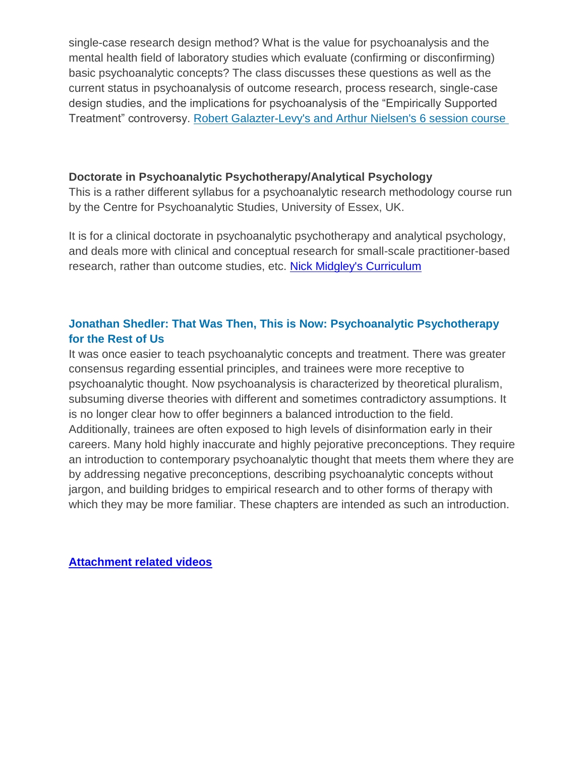single-case research design method? What is the value for psychoanalysis and the mental health field of laboratory studies which evaluate (confirming or disconfirming) basic psychoanalytic concepts? The class discusses these questions as well as the current status in psychoanalysis of outcome research, process research, single-case design studies, and the implications for psychoanalysis of the "Empirically Supported Treatment" controversy. Robert Galazter-Levy's and Arthur Nielsen's 6 session course

**Doctorate in Psychoanalytic Psychotherapy/Analytical Psychology**

This is a rather different syllabus for a psychoanalytic research methodology course run by the Centre for Psychoanalytic Studies, University of Essex, UK.

It is for a clinical doctorate in psychoanalytic psychotherapy and analytical psychology, and deals more with clinical and conceptual research for small-scale practitioner-based research, rather than outcome studies, etc. Nick Midgley's Curriculum

**Jonathan Shedler: That Was Then, This is Now: Psychoanalytic Psychotherapy for the Rest of Us**

It was once easier to teach psychoanalytic concepts and treatment. There was greater consensus regarding essential principles, and trainees were more receptive to psychoanalytic thought. Now psychoanalysis is characterized by theoretical pluralism, subsuming diverse theories with different and sometimes contradictory assumptions. It is no longer clear how to offer beginners a balanced introduction to the field. Additionally, trainees are often exposed to high levels of disinformation early in their careers. Many hold highly inaccurate and highly pejorative preconceptions. They require an introduction to contemporary psychoanalytic thought that meets them where they are by addressing negative preconceptions, describing psychoanalytic concepts without jargon, and building bridges to empirical research and to other forms of therapy with which they may be more familiar. These chapters are intended as such an introduction.

**Attachment related videos**